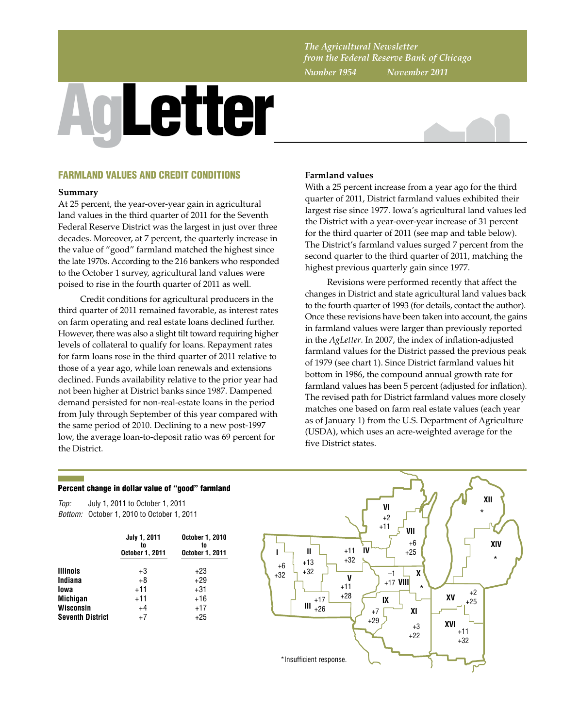*The Agricultural Newsletter from the Federal Reserve Bank of Chicago*

*Number 1954 November 2011*

# AgLetter

## FARMLAND VALUES AND CREDIT CONDITIONS

### Summary

At 25 percent, the year-over-year gain in agricultural land values in the third quarter of 2011 for the Seventh Federal Reserve District was the largest in just over three decades. Moreover, at 7 percent, the quarterly increase in the value of "good" farmland matched the highest since the late 1970s. According to the 216 bankers who responded to the October 1 survey, agricultural land values were poised to rise in the fourth quarter of 2011 as well.

Credit conditions for agricultural producers in the third quarter of 2011 remained favorable, as interest rates on farm operating and real estate loans declined further. However, there was also a slight tilt toward requiring higher levels of collateral to qualify for loans. Repayment rates for farm loans rose in the third quarter of 2011 relative to those of a year ago, while loan renewals and extensions declined. Funds availability relative to the prior year had not been higher at District banks since 1987. Dampened demand persisted for non-real-estate loans in the period from July through September of this year compared with the same period of 2010. Declining to a new post-1997 low, the average loan-to-deposit ratio was 69 percent for the District.

### Farmland values

With a 25 percent increase from a year ago for the third quarter of 2011, District farmland values exhibited their largest rise since 1977. Iowa's agricultural land values led the District with a year-over-year increase of 31 percent for the third quarter of 2011 (see map and table below). The District's farmland values surged 7 percent from the second quarter to the third quarter of 2011, matching the highest previous quarterly gain since 1977.

Revisions were performed recently that affect the changes in District and state agricultural land values back to the fourth quarter of 1993 (for details, contact the author). Once these revisions have been taken into account, the gains in farmland values were larger than previously reported in the *AgLetter*. In 2007, the index of inflation-adjusted farmland values for the District passed the previous peak of 1979 (see chart 1). Since District farmland values hit bottom in 1986, the compound annual growth rate for farmland values has been 5 percent (adjusted for inflation). The revised path for District farmland values more closely matches one based on farm real estate values (each year as of January 1) from the U.S. Department of Agriculture (USDA), which uses an acre-weighted average for the five District states.

**Percent change in dollar value of "good" farmland**

*Top:* July 1, 2011 to October 1, 2011
*Bottom:* October 1, 2010 to October 1, 2011

| | July 1, 2011 to October 1, 2011 | October 1, 2010 to October 1, 2011 |
|---|---|---|
| **Illinois** | +3 | +23 |
| **Indiana** | +8 | +29 |
| **Iowa** | +11 | +31 |
| **Michigan** | +11 | +16 |
| **Wisconsin** | +4 | +17 |
| **Seventh District** | +7 | +25 |

| Region | Top | Bottom |
|---|---|---|
| I | +6 | +32 |
| II | +13 | +32 |
| III | +17 | +26 |
| IV | +11 | +32 |
| V | +11 | +28 |
| VI | +2 | +11 |
| VII | +6 | +25 |
| VIII | –1 | +17 |
| IX | +7 | +29 |
| X | * | |
| XI | +3 | +22 |
| XII | * | |
| XIV | * | |
| XV | +2 | +25 |
| XVI | +11 | +32 |

*Insufficient response.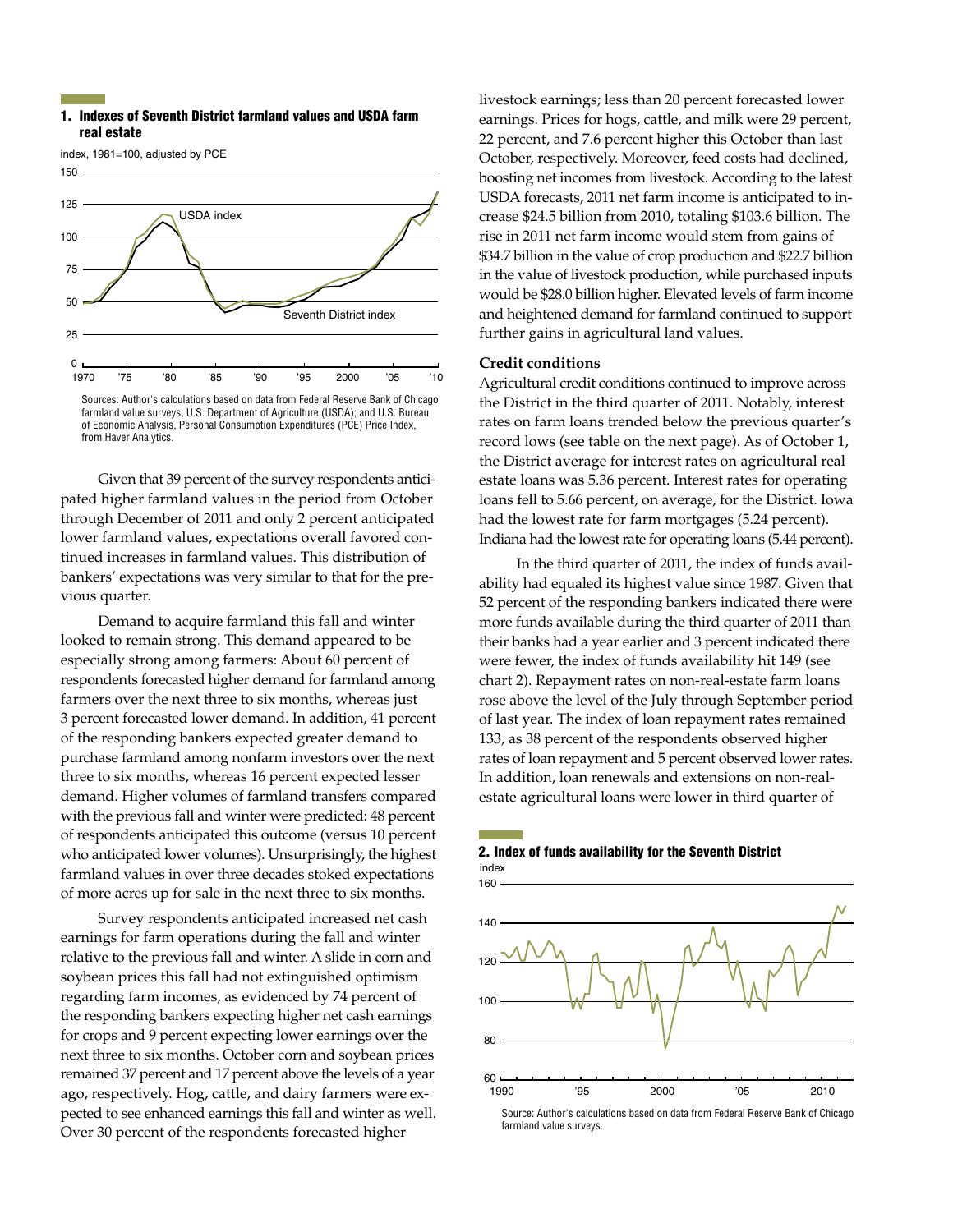**1. Indexes of Seventh District farmland values and USDA farm real estate**

index, 1981=100, adjusted by PCE

Sources: Author's calculations based on data from Federal Reserve Bank of Chicago farmland value surveys; U.S. Department of Agriculture (USDA); and U.S. Bureau of Economic Analysis, Personal Consumption Expenditures (PCE) Price Index, from Haver Analytics.

Given that 39 percent of the survey respondents anticipated higher farmland values in the period from October through December of 2011 and only 2 percent anticipated lower farmland values, expectations overall favored continued increases in farmland values. This distribution of bankers' expectations was very similar to that for the previous quarter.

Demand to acquire farmland this fall and winter looked to remain strong. This demand appeared to be especially strong among farmers: About 60 percent of respondents forecasted higher demand for farmland among farmers over the next three to six months, whereas just 3 percent forecasted lower demand. In addition, 41 percent of the responding bankers expected greater demand to purchase farmland among nonfarm investors over the next three to six months, whereas 16 percent expected lesser demand. Higher volumes of farmland transfers compared with the previous fall and winter were predicted: 48 percent of respondents anticipated this outcome (versus 10 percent who anticipated lower volumes). Unsurprisingly, the highest farmland values in over three decades stoked expectations of more acres up for sale in the next three to six months.

Survey respondents anticipated increased net cash earnings for farm operations during the fall and winter relative to the previous fall and winter. A slide in corn and soybean prices this fall had not extinguished optimism regarding farm incomes, as evidenced by 74 percent of the responding bankers expecting higher net cash earnings for crops and 9 percent expecting lower earnings over the next three to six months. October corn and soybean prices remained 37 percent and 17 percent above the levels of a year ago, respectively. Hog, cattle, and dairy farmers were expected to see enhanced earnings this fall and winter as well. Over 30 percent of the respondents forecasted higher livestock earnings; less than 20 percent forecasted lower earnings. Prices for hogs, cattle, and milk were 29 percent, 22 percent, and 7.6 percent higher this October than last October, respectively. Moreover, feed costs had declined, boosting net incomes from livestock. According to the latest USDA forecasts, 2011 net farm income is anticipated to increase $24.5 billion from 2010, totaling $103.6 billion. The rise in 2011 net farm income would stem from gains of $34.7 billion in the value of crop production and $22.7 billion in the value of livestock production, while purchased inputs would be $28.0 billion higher. Elevated levels of farm income and heightened demand for farmland continued to support further gains in agricultural land values.

### Credit conditions

Agricultural credit conditions continued to improve across the District in the third quarter of 2011. Notably, interest rates on farm loans trended below the previous quarter's record lows (see table on the next page). As of October 1, the District average for interest rates on agricultural real estate loans was 5.36 percent. Interest rates for operating loans fell to 5.66 percent, on average, for the District. Iowa had the lowest rate for farm mortgages (5.24 percent). Indiana had the lowest rate for operating loans (5.44 percent).

In the third quarter of 2011, the index of funds availability had equaled its highest value since 1987. Given that 52 percent of the responding bankers indicated there were more funds available during the third quarter of 2011 than their banks had a year earlier and 3 percent indicated there were fewer, the index of funds availability hit 149 (see chart 2). Repayment rates on non-real-estate farm loans rose above the level of the July through September period of last year. The index of loan repayment rates remained 133, as 38 percent of the respondents observed higher rates of loan repayment and 5 percent observed lower rates. In addition, loan renewals and extensions on non-real-estate agricultural loans were lower in third quarter of

**2. Index of funds availability for the Seventh District**

index

Source: Author's calculations based on data from Federal Reserve Bank of Chicago farmland value surveys.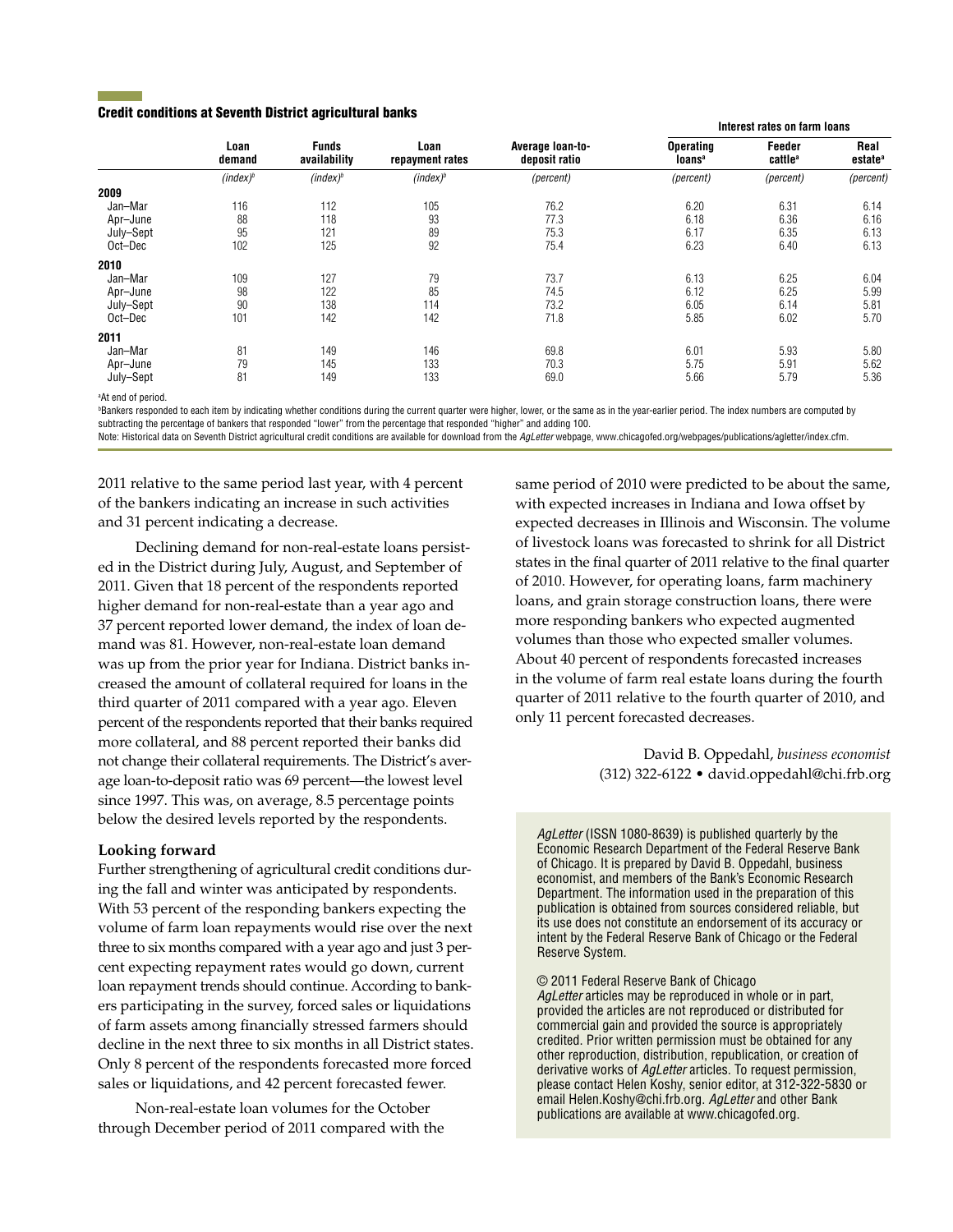## Credit conditions at Seventh District agricultural banks

| | Loan demand | Funds availability | Loan repayment rates | Average loan-to-deposit ratio | Interest rates on farm loans | | |
|---|---|---|---|---|---|---|---|
| | | | | | Operating loans[a] | Feeder cattle[a] | Real estate[a] |
| | *(index)*[b] | *(index)*[b] | *(index)*[b] | *(percent)* | *(percent)* | *(percent)* | *(percent)* |
| **2009** | | | | | | | |
| Jan–Mar | 116 | 112 | 105 | 76.2 | 6.20 | 6.31 | 6.14 |
| Apr–June | 88 | 118 | 93 | 77.3 | 6.18 | 6.36 | 6.16 |
| July–Sept | 95 | 121 | 89 | 75.3 | 6.17 | 6.35 | 6.13 |
| Oct–Dec | 102 | 125 | 92 | 75.4 | 6.23 | 6.40 | 6.13 |
| **2010** | | | | | | | |
| Jan–Mar | 109 | 127 | 79 | 73.7 | 6.13 | 6.25 | 6.04 |
| Apr–June | 98 | 122 | 85 | 74.5 | 6.12 | 6.25 | 5.99 |
| July–Sept | 90 | 138 | 114 | 73.2 | 6.05 | 6.14 | 5.81 |
| Oct–Dec | 101 | 142 | 142 | 71.8 | 5.85 | 6.02 | 5.70 |
| **2011** | | | | | | | |
| Jan–Mar | 81 | 149 | 146 | 69.8 | 6.01 | 5.93 | 5.80 |
| Apr–June | 79 | 145 | 133 | 70.3 | 5.75 | 5.91 | 5.62 |
| July–Sept | 81 | 149 | 133 | 69.0 | 5.66 | 5.79 | 5.36 |

[a]At end of period.

[b]Bankers responded to each item by indicating whether conditions during the current quarter were higher, lower, or the same as in the year-earlier period. The index numbers are computed by subtracting the percentage of bankers that responded "lower" from the percentage that responded "higher" and adding 100.

Note: Historical data on Seventh District agricultural credit conditions are available for download from the *AgLetter* webpage, www.chicagofed.org/webpages/publications/agletter/index.cfm.

2011 relative to the same period last year, with 4 percent of the bankers indicating an increase in such activities and 31 percent indicating a decrease.

Declining demand for non-real-estate loans persisted in the District during July, August, and September of 2011. Given that 18 percent of the respondents reported higher demand for non-real-estate than a year ago and 37 percent reported lower demand, the index of loan demand was 81. However, non-real-estate loan demand was up from the prior year for Indiana. District banks increased the amount of collateral required for loans in the third quarter of 2011 compared with a year ago. Eleven percent of the respondents reported that their banks required more collateral, and 88 percent reported their banks did not change their collateral requirements. The District's average loan-to-deposit ratio was 69 percent—the lowest level since 1997. This was, on average, 8.5 percentage points below the desired levels reported by the respondents.

### Looking forward

Further strengthening of agricultural credit conditions during the fall and winter was anticipated by respondents. With 53 percent of the responding bankers expecting the volume of farm loan repayments would rise over the next three to six months compared with a year ago and just 3 percent expecting repayment rates would go down, current loan repayment trends should continue. According to bankers participating in the survey, forced sales or liquidations of farm assets among financially stressed farmers should decline in the next three to six months in all District states. Only 8 percent of the respondents forecasted more forced sales or liquidations, and 42 percent forecasted fewer.

Non-real-estate loan volumes for the October through December period of 2011 compared with the same period of 2010 were predicted to be about the same, with expected increases in Indiana and Iowa offset by expected decreases in Illinois and Wisconsin. The volume of livestock loans was forecasted to shrink for all District states in the final quarter of 2011 relative to the final quarter of 2010. However, for operating loans, farm machinery loans, and grain storage construction loans, there were more responding bankers who expected augmented volumes than those who expected smaller volumes. About 40 percent of respondents forecasted increases in the volume of farm real estate loans during the fourth quarter of 2011 relative to the fourth quarter of 2010, and only 11 percent forecasted decreases.

David B. Oppedahl, *business economist*
(312) 322-6122 • david.oppedahl@chi.frb.org

*AgLetter* (ISSN 1080-8639) is published quarterly by the Economic Research Department of the Federal Reserve Bank of Chicago. It is prepared by David B. Oppedahl, business economist, and members of the Bank's Economic Research Department. The information used in the preparation of this publication is obtained from sources considered reliable, but its use does not constitute an endorsement of its accuracy or intent by the Federal Reserve Bank of Chicago or the Federal Reserve System.

© 2011 Federal Reserve Bank of Chicago
*AgLetter* articles may be reproduced in whole or in part, provided the articles are not reproduced or distributed for commercial gain and provided the source is appropriately credited. Prior written permission must be obtained for any other reproduction, distribution, republication, or creation of derivative works of *AgLetter* articles. To request permission, please contact Helen Koshy, senior editor, at 312-322-5830 or email Helen.Koshy@chi.frb.org. *AgLetter* and other Bank publications are available at www.chicagofed.org.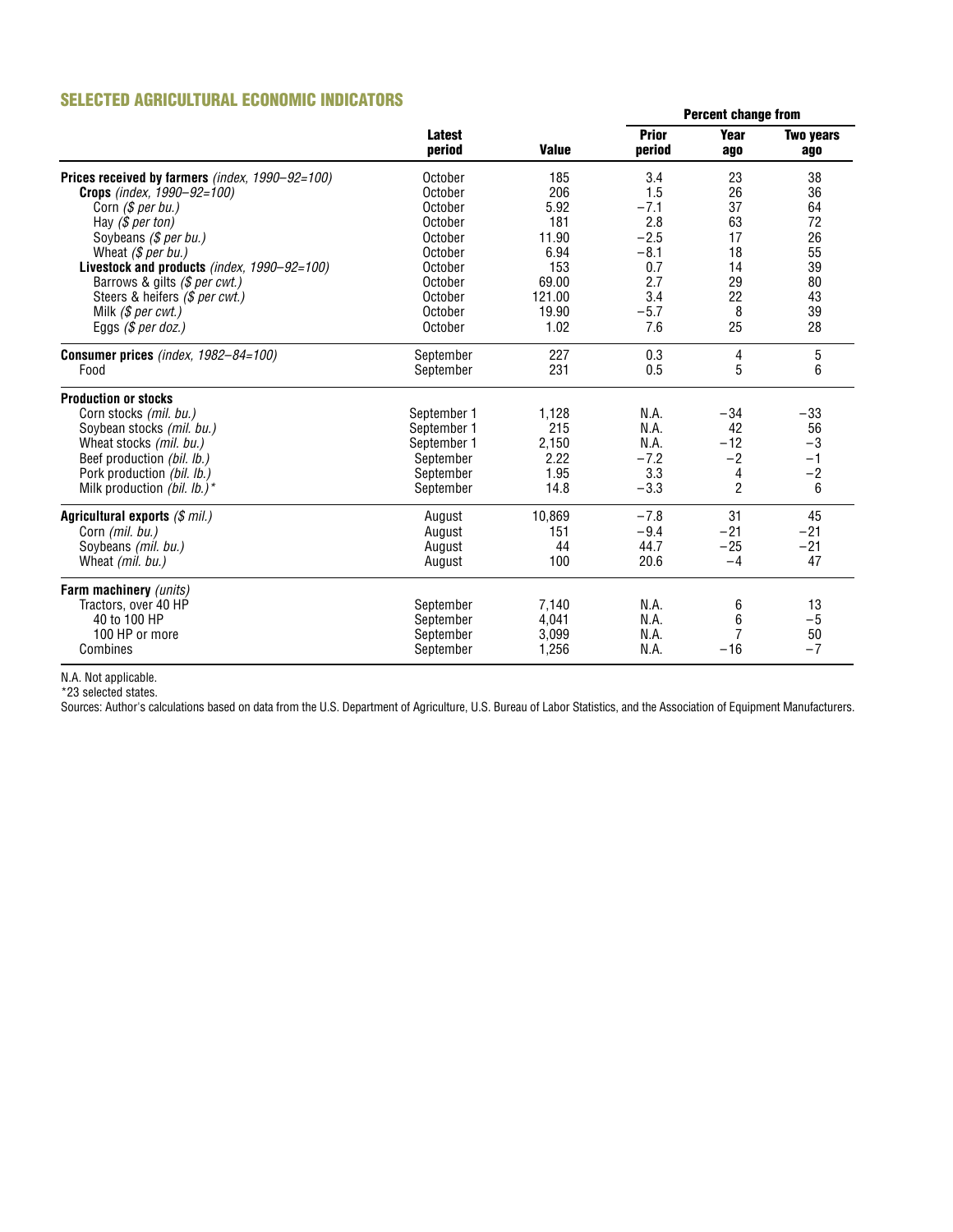## SELECTED AGRICULTURAL ECONOMIC INDICATORS

| | Latest period | Value | Percent change from: Prior period | Year ago | Two years ago |
|---|---|---|---|---|---|
| **Prices received by farmers** *(index, 1990–92=100)* | October | 185 | 3.4 | 23 | 38 |
| **Crops** *(index, 1990–92=100)* | October | 206 | 1.5 | 26 | 36 |
| Corn *($ per bu.)* | October | 5.92 | −7.1 | 37 | 64 |
| Hay *($ per ton)* | October | 181 | 2.8 | 63 | 72 |
| Soybeans *($ per bu.)* | October | 11.90 | −2.5 | 17 | 26 |
| Wheat *($ per bu.)* | October | 6.94 | −8.1 | 18 | 55 |
| **Livestock and products** *(index, 1990–92=100)* | October | 153 | 0.7 | 14 | 39 |
| Barrows & gilts *($ per cwt.)* | October | 69.00 | 2.7 | 29 | 80 |
| Steers & heifers *($ per cwt.)* | October | 121.00 | 3.4 | 22 | 43 |
| Milk *($ per cwt.)* | October | 19.90 | −5.7 | 8 | 39 |
| Eggs *($ per doz.)* | October | 1.02 | 7.6 | 25 | 28 |
| **Consumer prices** *(index, 1982–84=100)* | September | 227 | 0.3 | 4 | 5 |
| Food | September | 231 | 0.5 | 5 | 6 |
| **Production or stocks** | | | | | |
| Corn stocks *(mil. bu.)* | September 1 | 1,128 | N.A. | −34 | −33 |
| Soybean stocks *(mil. bu.)* | September 1 | 215 | N.A. | 42 | 56 |
| Wheat stocks *(mil. bu.)* | September 1 | 2,150 | N.A. | −12 | −3 |
| Beef production *(bil. lb.)* | September | 2.22 | −7.2 | −2 | −1 |
| Pork production *(bil. lb.)* | September | 1.95 | 3.3 | 4 | −2 |
| Milk production *(bil. lb.)** | September | 14.8 | −3.3 | 2 | 6 |
| **Agricultural exports** *($ mil.)* | August | 10,869 | −7.8 | 31 | 45 |
| Corn *(mil. bu.)* | August | 151 | −9.4 | −21 | −21 |
| Soybeans *(mil. bu.)* | August | 44 | 44.7 | −25 | −21 |
| Wheat *(mil. bu.)* | August | 100 | 20.6 | −4 | 47 |
| **Farm machinery** *(units)* | | | | | |
| Tractors, over 40 HP | September | 7,140 | N.A. | 6 | 13 |
| 40 to 100 HP | September | 4,041 | N.A. | 6 | −5 |
| 100 HP or more | September | 3,099 | N.A. | 7 | 50 |
| Combines | September | 1,256 | N.A. | −16 | −7 |

N.A. Not applicable.
*23 selected states.
Sources: Author's calculations based on data from the U.S. Department of Agriculture, U.S. Bureau of Labor Statistics, and the Association of Equipment Manufacturers.